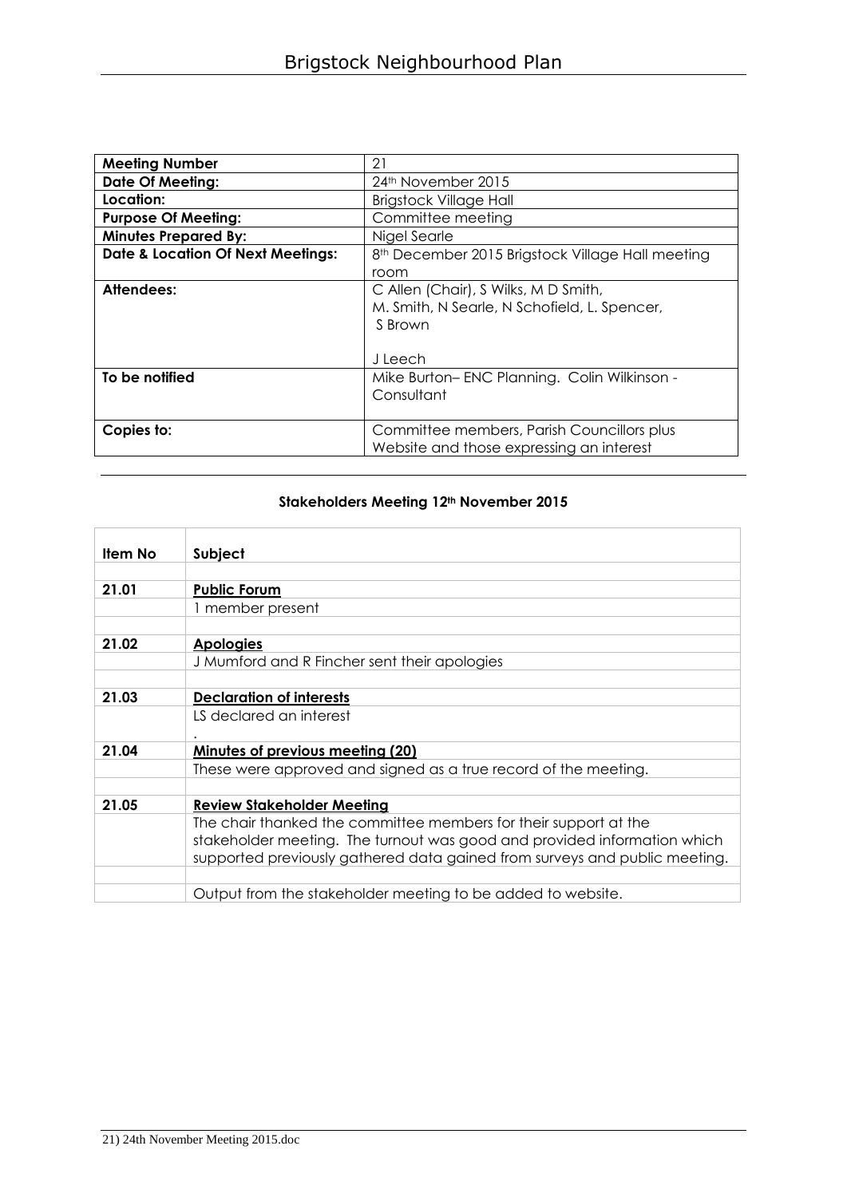# Brigstock Neighbourhood Plan

| Meeting Number | 21 |
|---|---|
| **Date Of Meeting:** | 24th November 2015 |
| **Location:** | Brigstock Village Hall |
| **Purpose Of Meeting:** | Committee meeting |
| **Minutes Prepared By:** | Nigel Searle |
| **Date & Location Of Next Meetings:** | 8th December 2015 Brigstock Village Hall meeting room |
| **Attendees:** | C Allen (Chair), S Wilks, M D Smith, M. Smith, N Searle, N Schofield, L. Spencer, S Brown<br><br>J Leech |
| **To be notified** | Mike Burton– ENC Planning. Colin Wilkinson - Consultant |
| **Copies to:** | Committee members, Parish Councillors plus Website and those expressing an interest |

## Stakeholders Meeting 12th November 2015

| Item No | Subject |
|---|---|
| | |
| **21.01** | **Public Forum** |
| | 1 member present |
| | |
| **21.02** | **Apologies** |
| | J Mumford and R Fincher sent their apologies |
| | |
| **21.03** | **Declaration of interests** |
| | LS declared an interest<br>. |
| **21.04** | **Minutes of previous meeting (20)** |
| | These were approved and signed as a true record of the meeting. |
| | |
| **21.05** | **Review Stakeholder Meeting** |
| | The chair thanked the committee members for their support at the stakeholder meeting. The turnout was good and provided information which supported previously gathered data gained from surveys and public meeting. |
| | |
| | Output from the stakeholder meeting to be added to website. |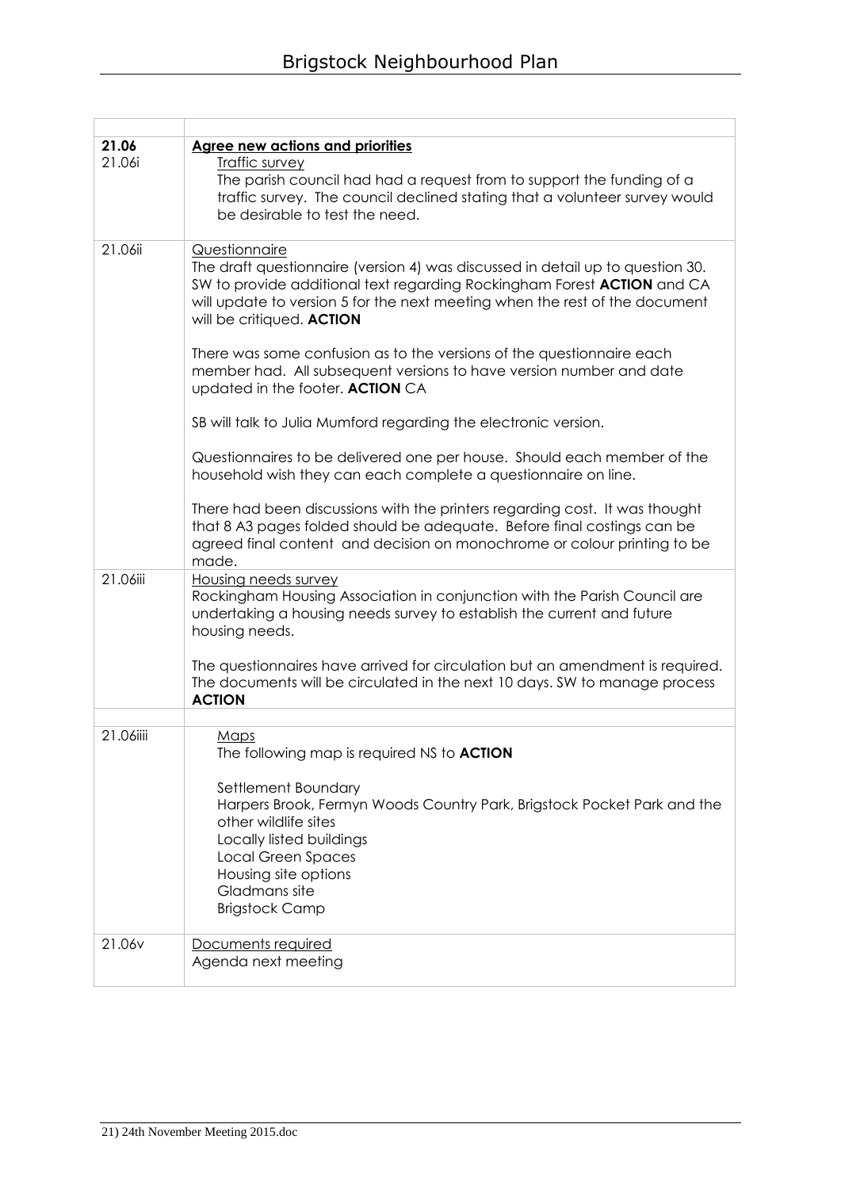| | |
|---|---|
| **21.06**<br>21.06i | **Agree new actions and priorities**<br>Traffic survey<br>The parish council had had a request from to support the funding of a traffic survey. The council declined stating that a volunteer survey would be desirable to test the need. |
| 21.06ii | Questionnaire<br>The draft questionnaire (version 4) was discussed in detail up to question 30. SW to provide additional text regarding Rockingham Forest **ACTION** and CA will update to version 5 for the next meeting when the rest of the document will be critiqued. **ACTION**<br><br>There was some confusion as to the versions of the questionnaire each member had. All subsequent versions to have version number and date updated in the footer. **ACTION** CA<br><br>SB will talk to Julia Mumford regarding the electronic version.<br><br>Questionnaires to be delivered one per house. Should each member of the household wish they can each complete a questionnaire on line.<br><br>There had been discussions with the printers regarding cost. It was thought that 8 A3 pages folded should be adequate. Before final costings can be agreed final content and decision on monochrome or colour printing to be made. |
| 21.06iii | Housing needs survey<br>Rockingham Housing Association in conjunction with the Parish Council are undertaking a housing needs survey to establish the current and future housing needs.<br><br>The questionnaires have arrived for circulation but an amendment is required. The documents will be circulated in the next 10 days. SW to manage process **ACTION** |
| | |
| 21.06iiii | Maps<br>The following map is required NS to **ACTION**<br><br>Settlement Boundary<br>Harpers Brook, Fermyn Woods Country Park, Brigstock Pocket Park and the other wildlife sites<br>Locally listed buildings<br>Local Green Spaces<br>Housing site options<br>Gladmans site<br>Brigstock Camp |
| 21.06v | Documents required<br>Agenda next meeting |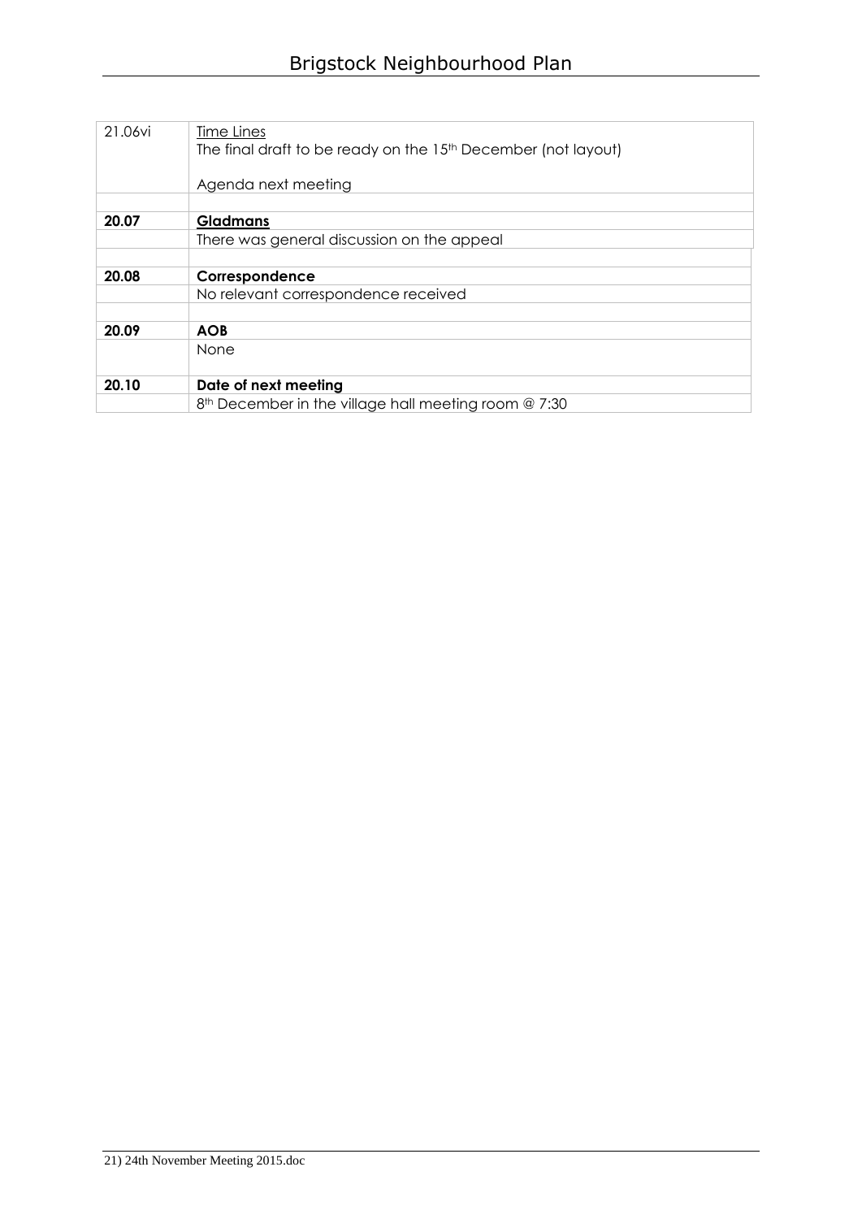| | |
|---|---|
| 21.06vi | Time Lines<br>The final draft to be ready on the 15th December (not layout)<br><br>Agenda next meeting |
| | |
| **20.07** | **Gladmans** |
| | There was general discussion on the appeal |
| | |
| **20.08** | **Correspondence** |
| | No relevant correspondence received |
| | |
| **20.09** | **AOB** |
| | None |
| **20.10** | **Date of next meeting** |
| | 8th December in the village hall meeting room @ 7:30 |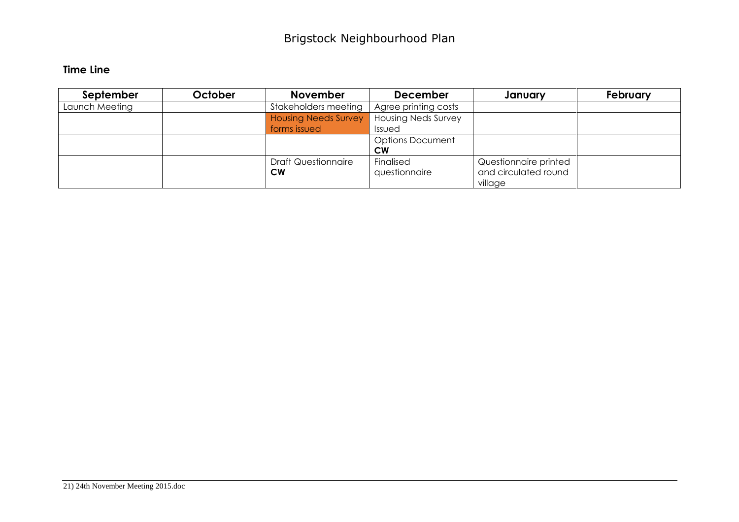**Time Line**

| September | October | November | December | January | February |
|---|---|---|---|---|---|
| Launch Meeting | | Stakeholders meeting | Agree printing costs | | |
| | | Housing Needs Survey forms issued | Housing Neds Survey Issued | | |
| | | | Options Document **CW** | | |
| | | Draft Questionnaire **CW** | Finalised questionnaire | Questionnaire printed and circulated round village | |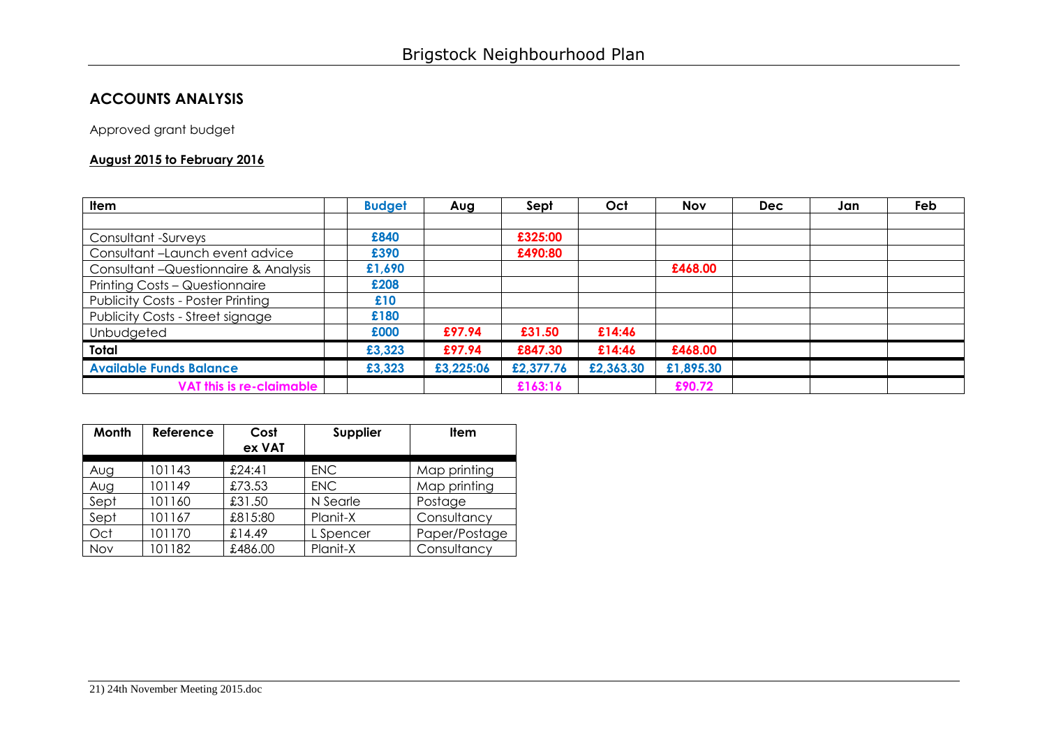## ACCOUNTS ANALYSIS

Approved grant budget

**August 2015 to February 2016**

| Item | | Budget | Aug | Sept | Oct | Nov | Dec | Jan | Feb |
|---|---|---|---|---|---|---|---|---|---|
| | | | | | | | | | |
| Consultant -Surveys | | £840 | | £325:00 | | | | | |
| Consultant –Launch event advice | | £390 | | £490:80 | | | | | |
| Consultant –Questionnaire & Analysis | | £1,690 | | | | £468.00 | | | |
| Printing Costs – Questionnaire | | £208 | | | | | | | |
| Publicity Costs - Poster Printing | | £10 | | | | | | | |
| Publicity Costs - Street signage | | £180 | | | | | | | |
| Unbudgeted | | £000 | £97.94 | £31.50 | £14:46 | | | | |
| **Total** | | £3,323 | £97.94 | £847.30 | £14:46 | £468.00 | | | |
| **Available Funds Balance** | | £3,323 | £3,225:06 | £2,377.76 | £2,363.30 | £1,895.30 | | | |
| **VAT this is re-claimable** | | | | £163:16 | | £90.72 | | | |

| Month | Reference | Cost ex VAT | Supplier | Item |
|---|---|---|---|---|
| Aug | 101143 | £24:41 | ENC | Map printing |
| Aug | 101149 | £73.53 | ENC | Map printing |
| Sept | 101160 | £31.50 | N Searle | Postage |
| Sept | 101167 | £815:80 | Planit-X | Consultancy |
| Oct | 101170 | £14.49 | L Spencer | Paper/Postage |
| Nov | 101182 | £486.00 | Planit-X | Consultancy |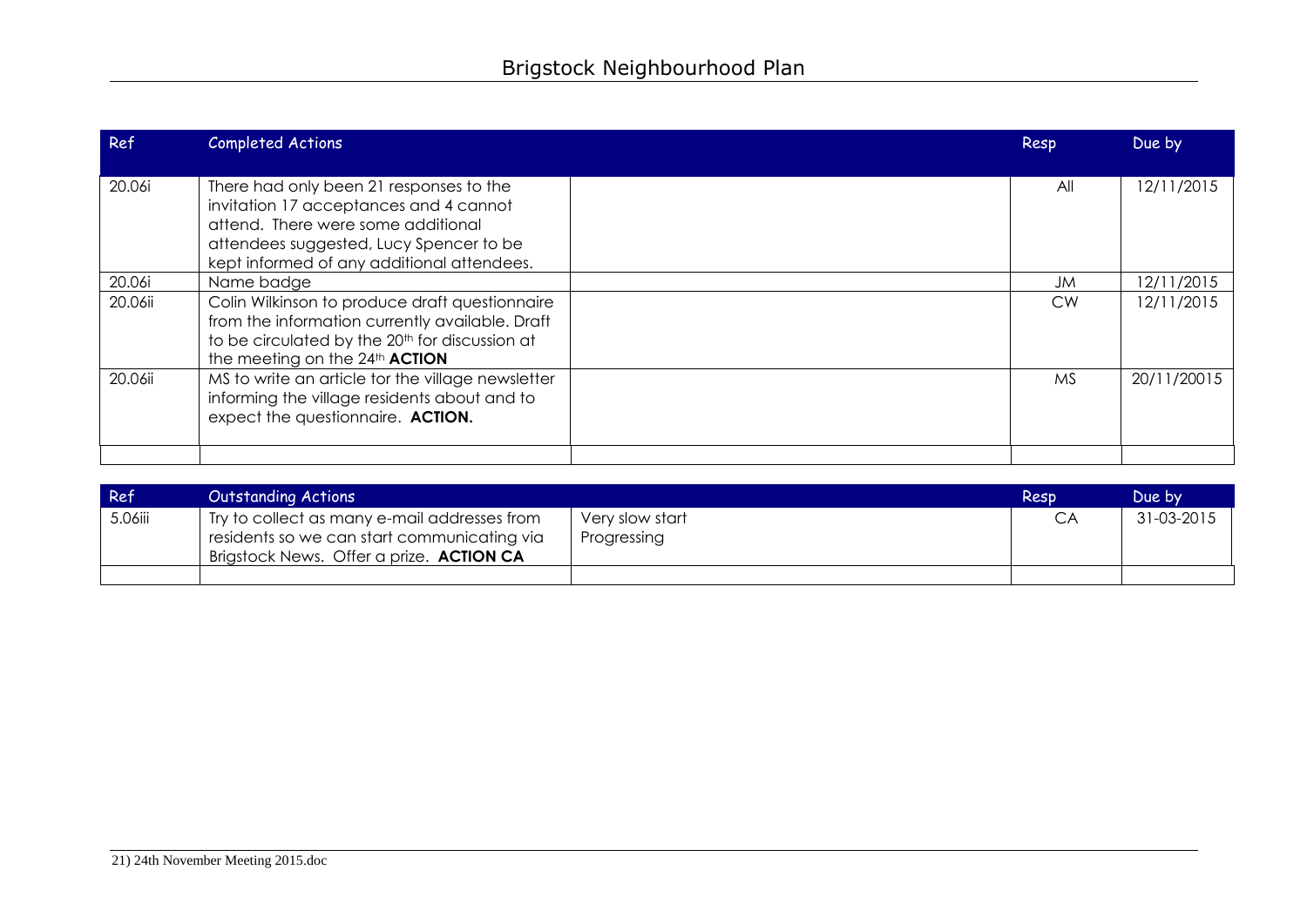| Ref | Completed Actions | | Resp | Due by |
|---|---|---|---|---|
| 20.06i | There had only been 21 responses to the invitation 17 acceptances and 4 cannot attend. There were some additional attendees suggested, Lucy Spencer to be kept informed of any additional attendees. | | All | 12/11/2015 |
| 20.06i | Name badge | | JM | 12/11/2015 |
| 20.06ii | Colin Wilkinson to produce draft questionnaire from the information currently available. Draft to be circulated by the 20th for discussion at the meeting on the 24th **ACTION** | | CW | 12/11/2015 |
| 20.06ii | MS to write an article tor the village newsletter informing the village residents about and to expect the questionnaire. **ACTION.** | | MS | 20/11/20015 |
| | | | | |

| Ref | Outstanding Actions | | Resp | Due by |
|---|---|---|---|---|
| 5.06iii | Try to collect as many e-mail addresses from residents so we can start communicating via Brigstock News. Offer a prize. **ACTION CA** | Very slow start<br>Progressing | CA | 31-03-2015 |
| | | | | |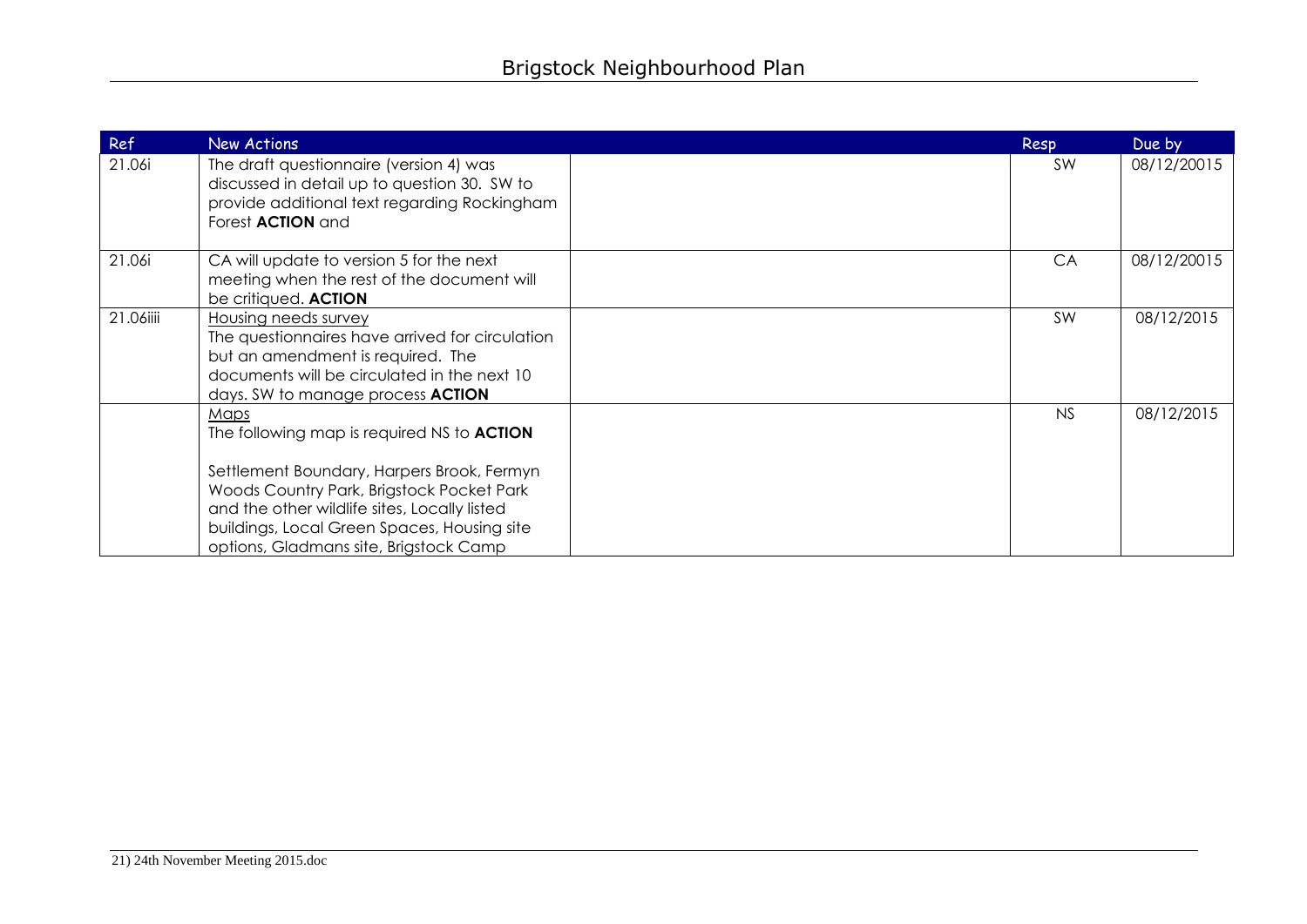| Ref | New Actions | | Resp | Due by |
|---|---|---|---|---|
| 21.06i | The draft questionnaire (version 4) was discussed in detail up to question 30. SW to provide additional text regarding Rockingham Forest **ACTION** and | | SW | 08/12/20015 |
| 21.06i | CA will update to version 5 for the next meeting when the rest of the document will be critiqued. **ACTION** | | CA | 08/12/20015 |
| 21.06iiii | Housing needs survey<br>The questionnaires have arrived for circulation but an amendment is required. The documents will be circulated in the next 10 days. SW to manage process **ACTION** | | SW | 08/12/2015 |
| | Maps<br>The following map is required NS to **ACTION**<br><br>Settlement Boundary, Harpers Brook, Fermyn Woods Country Park, Brigstock Pocket Park and the other wildlife sites, Locally listed buildings, Local Green Spaces, Housing site options, Gladmans site, Brigstock Camp | | NS | 08/12/2015 |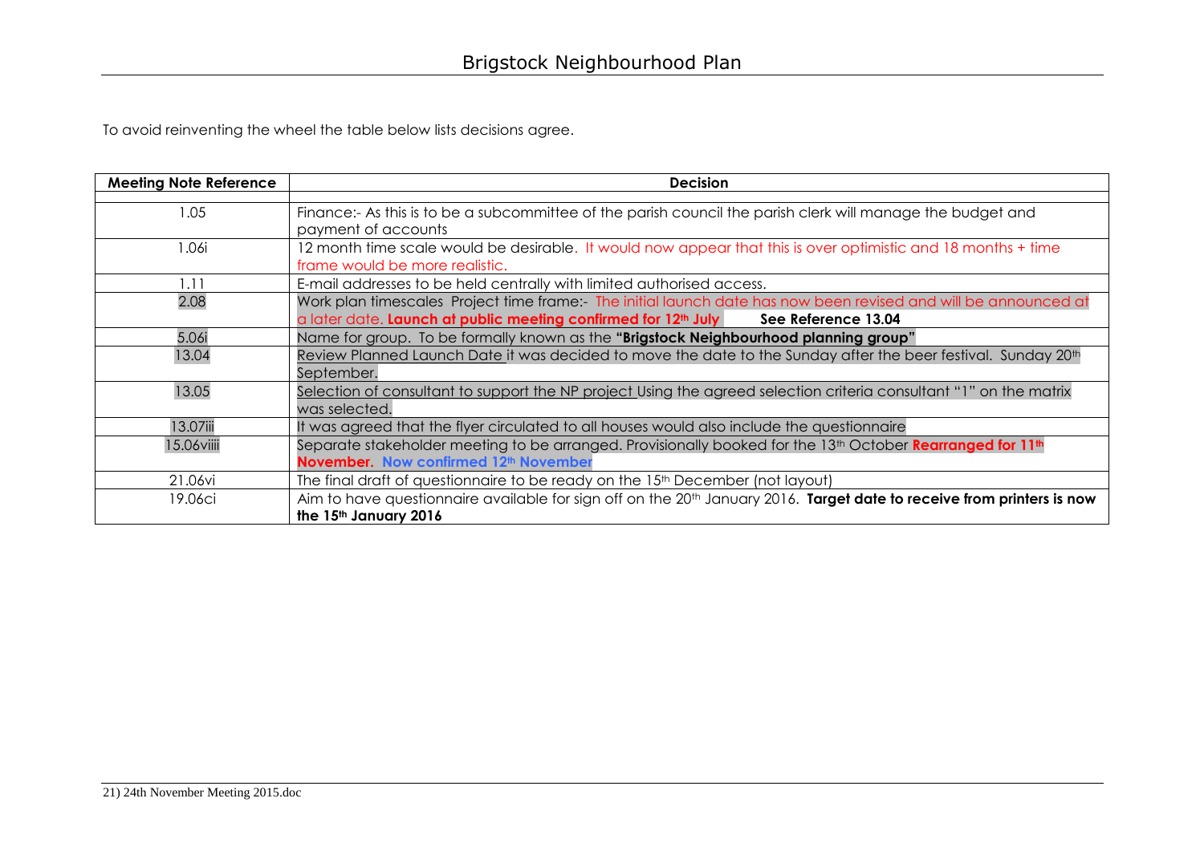To avoid reinventing the wheel the table below lists decisions agree.

| Meeting Note Reference | Decision |
|---|---|
| | |
| 1.05 | Finance:- As this is to be a subcommittee of the parish council the parish clerk will manage the budget and payment of accounts |
| 1.06i | 12 month time scale would be desirable. It would now appear that this is over optimistic and 18 months + time frame would be more realistic. |
| 1.11 | E-mail addresses to be held centrally with limited authorised access. |
| 2.08 | Work plan timescales Project time frame:- The initial launch date has now been revised and will be announced at a later date. **Launch at public meeting confirmed for 12th July** **See Reference 13.04** |
| 5.06i | Name for group. To be formally known as the **"Brigstock Neighbourhood planning group"** |
| 13.04 | Review Planned Launch Date it was decided to move the date to the Sunday after the beer festival. Sunday 20th September. |
| 13.05 | Selection of consultant to support the NP project Using the agreed selection criteria consultant "1" on the matrix was selected. |
| 13.07iii | It was agreed that the flyer circulated to all houses would also include the questionnaire |
| 15.06viiii | Separate stakeholder meeting to be arranged. Provisionally booked for the 13th October **Rearranged for 11th November. Now confirmed 12th November** |
| 21.06vi | The final draft of questionnaire to be ready on the 15th December (not layout) |
| 19.06ci | Aim to have questionnaire available for sign off on the 20th January 2016. **Target date to receive from printers is now the 15th January 2016** |